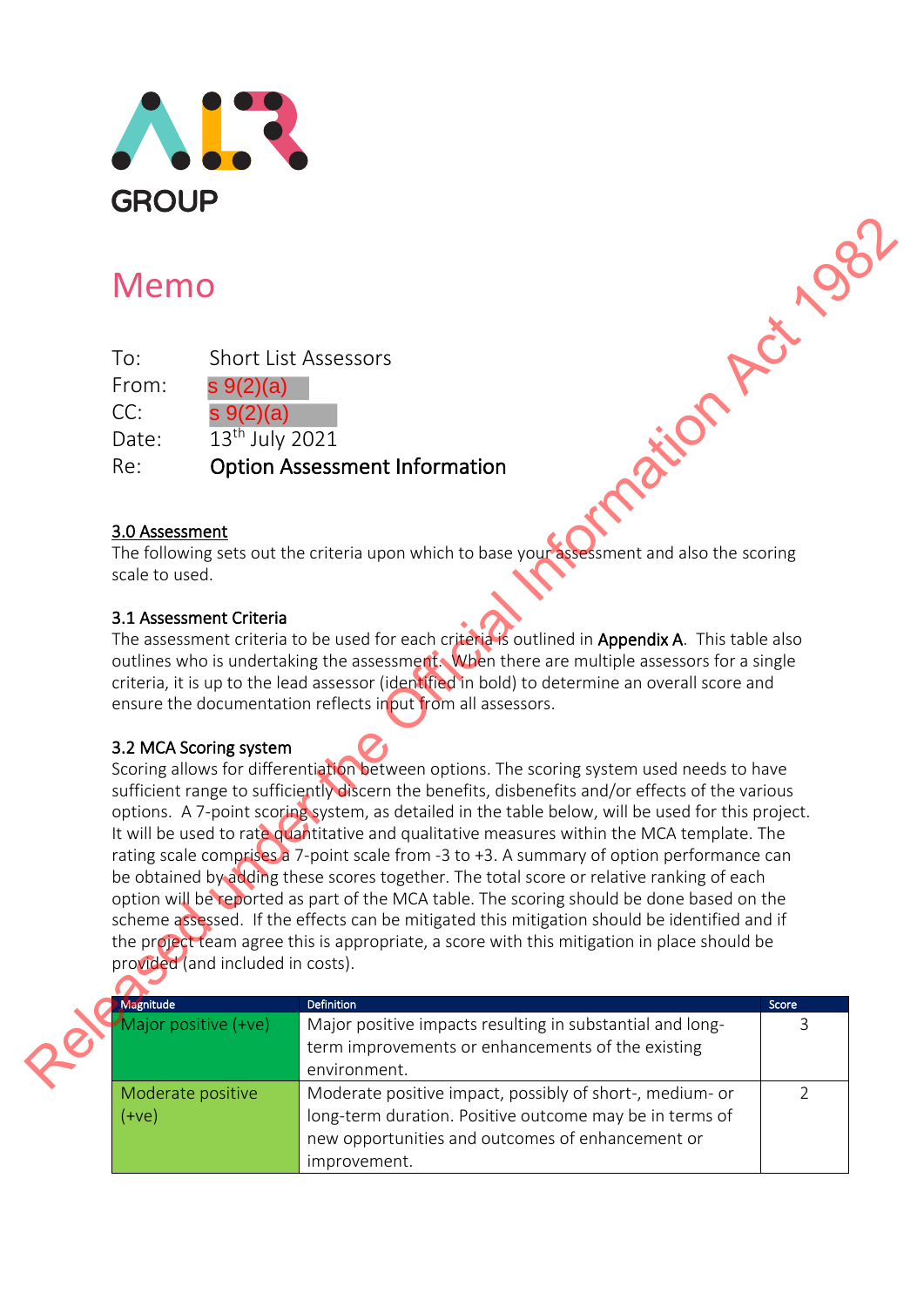ALR GROUP

# Memo

To: Short List Assessors
From: s 9(2)(a)
CC: s 9(2)(a)
Date: 13th July 2021
Re: **Option Assessment Information**

## 3.0 Assessment

The following sets out the criteria upon which to base your assessment and also the scoring scale to used.

### 3.1 Assessment Criteria

The assessment criteria to be used for each criteria is outlined in **Appendix A**. This table also outlines who is undertaking the assessment. When there are multiple assessors for a single criteria, it is up to the lead assessor (identified in bold) to determine an overall score and ensure the documentation reflects input from all assessors.

### 3.2 MCA Scoring system

Scoring allows for differentiation between options. The scoring system used needs to have sufficient range to sufficiently discern the benefits, disbenefits and/or effects of the various options. A 7-point scoring system, as detailed in the table below, will be used for this project. It will be used to rate quantitative and qualitative measures within the MCA template. The rating scale comprises a 7-point scale from -3 to +3. A summary of option performance can be obtained by adding these scores together. The total score or relative ranking of each option will be reported as part of the MCA table. The scoring should be done based on the scheme assessed. If the effects can be mitigated this mitigation should be identified and if the project team agree this is appropriate, a score with this mitigation in place should be provided (and included in costs).

| Magnitude | Definition | Score |
|---|---|---|
| Major positive (+ve) | Major positive impacts resulting in substantial and long-term improvements or enhancements of the existing environment. | 3 |
| Moderate positive (+ve) | Moderate positive impact, possibly of short-, medium- or long-term duration. Positive outcome may be in terms of new opportunities and outcomes of enhancement or improvement. | 2 |

Released under the Official Information Act 1982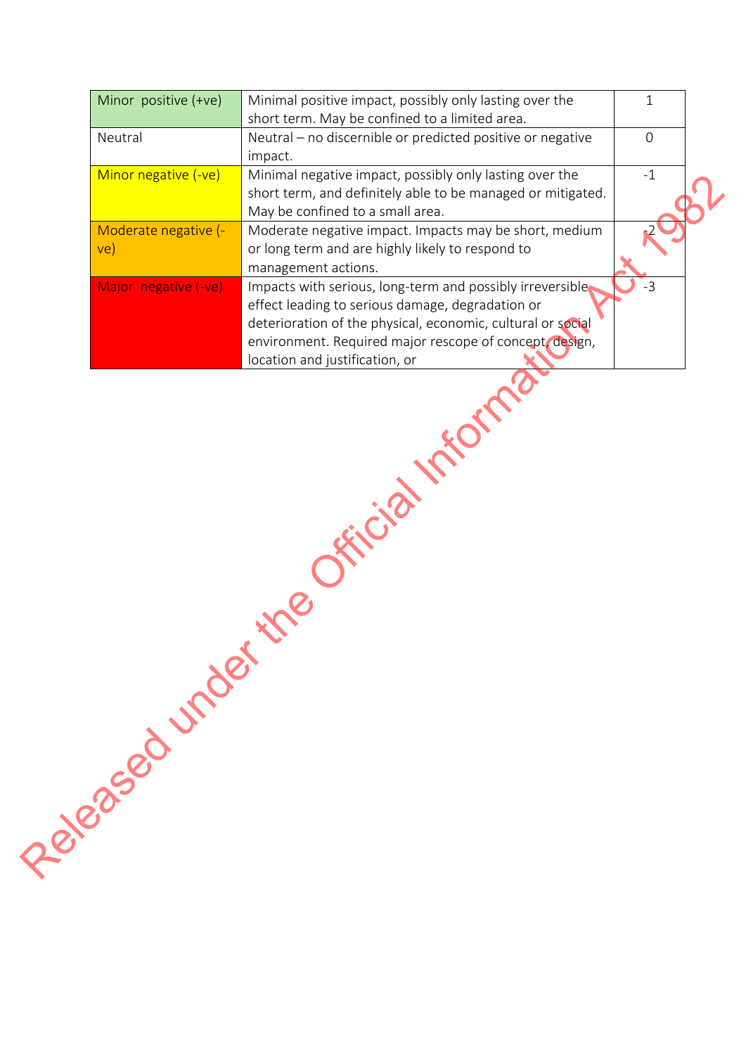| Minor positive (+ve) | Minimal positive impact, possibly only lasting over the short term. May be confined to a limited area. | 1 |
|---|---|---|
| Neutral | Neutral – no discernible or predicted positive or negative impact. | 0 |
| Minor negative (-ve) | Minimal negative impact, possibly only lasting over the short term, and definitely able to be managed or mitigated. May be confined to a small area. | -1 |
| Moderate negative (-ve) | Moderate negative impact. Impacts may be short, medium or long term and are highly likely to respond to management actions. | -2 |
| Major negative (-ve) | Impacts with serious, long-term and possibly irreversible effect leading to serious damage, degradation or deterioration of the physical, economic, cultural or social environment. Required major rescope of concept, design, location and justification, or | -3 |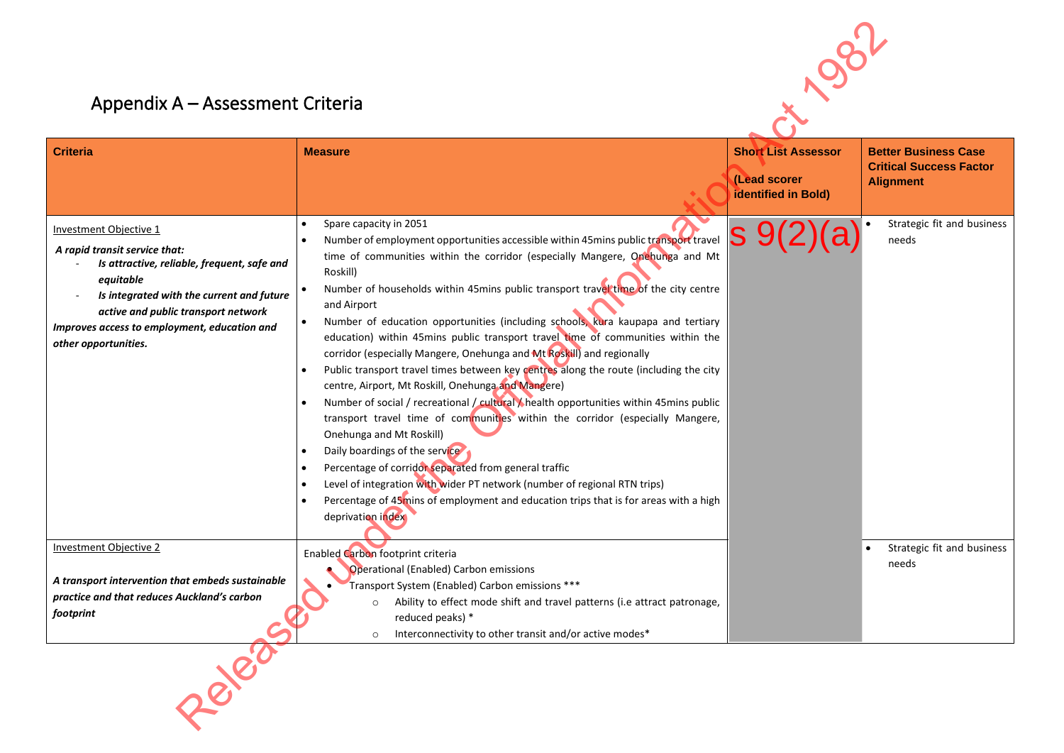## Appendix A – Assessment Criteria

| Criteria | Measure | Short List Assessor<br><br>(Lead scorer identified in Bold) | Better Business Case Critical Success Factor Alignment |
|---|---|---|---|
| Investment Objective 1<br><br>***A rapid transit service that:***<br>- ***Is attractive, reliable, frequent, safe and equitable***<br>- ***Is integrated with the current and future active and public transport network***<br><br>***Improves access to employment, education and other opportunities.*** | • Spare capacity in 2051<br>• Number of employment opportunities accessible within 45mins public transport travel time of communities within the corridor (especially Mangere, Onehunga and Mt Roskill)<br>• Number of households within 45mins public transport travel time of the city centre and Airport<br>• Number of education opportunities (including schools, kura kaupapa and tertiary education) within 45mins public transport travel time of communities within the corridor (especially Mangere, Onehunga and Mt Roskill) and regionally<br>• Public transport travel times between key centres along the route (including the city centre, Airport, Mt Roskill, Onehunga and Mangere)<br>• Number of social / recreational / cultural / health opportunities within 45mins public transport travel time of communities within the corridor (especially Mangere, Onehunga and Mt Roskill)<br>• Daily boardings of the service<br>• Percentage of corridor separated from general traffic<br>• Level of integration with wider PT network (number of regional RTN trips)<br>• Percentage of 45mins of employment and education trips that is for areas with a high deprivation index | s 9(2)(a) | • Strategic fit and business needs |
| Investment Objective 2<br><br>***A transport intervention that embeds sustainable practice and that reduces Auckland's carbon footprint*** | Enabled Carbon footprint criteria<br>• Operational (Enabled) Carbon emissions<br>• Transport System (Enabled) Carbon emissions ***<br>  ○ Ability to effect mode shift and travel patterns (i.e attract patronage, reduced peaks) *<br>  ○ Interconnectivity to other transit and/or active modes* | | • Strategic fit and business needs |

Released under the Official Information Act 1982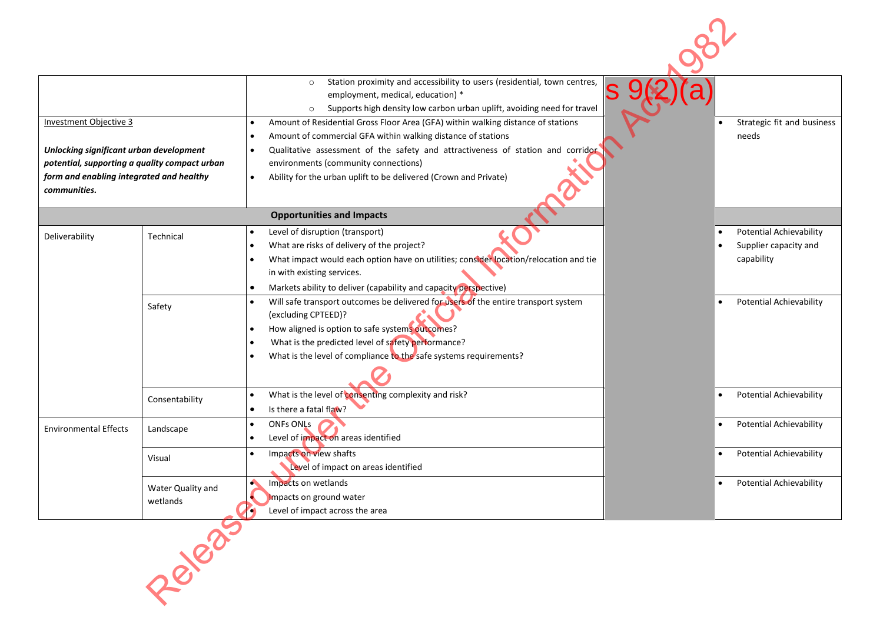| | | | | |
|---|---|---|---|---|
| | | ○ Station proximity and accessibility to users (residential, town centres, employment, medical, education) *<br>○ Supports high density low carbon urban uplift, avoiding need for travel | s 9(2)(a) | |
| Investment Objective 3<br><br>***Unlocking significant urban development potential, supporting a quality compact urban form and enabling integrated and healthy communities.*** | | • Amount of Residential Gross Floor Area (GFA) within walking distance of stations<br>• Amount of commercial GFA within walking distance of stations<br>• Qualitative assessment of the safety and attractiveness of station and corridor environments (community connections)<br>• Ability for the urban uplift to be delivered (Crown and Private) | | • Strategic fit and business needs |
| **Opportunities and Impacts** | | | | |
| Deliverability | Technical | • Level of disruption (transport)<br>• What are risks of delivery of the project?<br>• What impact would each option have on utilities; consider location/relocation and tie in with existing services.<br>• Markets ability to deliver (capability and capacity perspective) | | • Potential Achievability<br>• Supplier capacity and capability |
| | Safety | • Will safe transport outcomes be delivered for users of the entire transport system (excluding CPTEED)?<br>• How aligned is option to safe systems outcomes?<br>• What is the predicted level of safety performance?<br>• What is the level of compliance to the safe systems requirements? | | • Potential Achievability |
| | Consentability | • What is the level of consenting complexity and risk?<br>• Is there a fatal flaw? | | • Potential Achievability |
| Environmental Effects | Landscape | • ONFs ONLs<br>• Level of impact on areas identified | | • Potential Achievability |
| | Visual | • Impacts on view shafts<br>• Level of impact on areas identified | | • Potential Achievability |
| | Water Quality and wetlands | • Impacts on wetlands<br>• Impacts on ground water<br>• Level of impact across the area | | • Potential Achievability |

Released under the Official Information Act 1982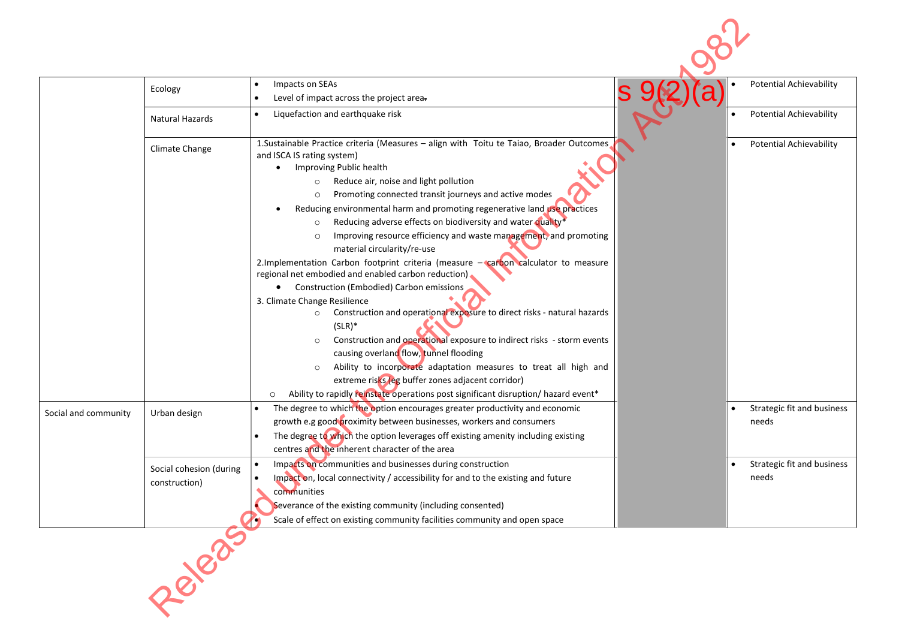| | | | | |
|---|---|---|---|---|
| | Ecology | • Impacts on SEAs<br>• Level of impact across the project area. | s 9(2)(a) | • Potential Achievability |
| | Natural Hazards | • Liquefaction and earthquake risk | | • Potential Achievability |
| | Climate Change | 1.Sustainable Practice criteria (Measures – align with Toitu te Taiao, Broader Outcomes and ISCA IS rating system)<br>• Improving Public health<br>○ Reduce air, noise and light pollution<br>○ Promoting connected transit journeys and active modes<br>• Reducing environmental harm and promoting regenerative land use practices<br>○ Reducing adverse effects on biodiversity and water quality*<br>○ Improving resource efficiency and waste management, and promoting material circularity/re-use<br>2.Implementation Carbon footprint criteria (measure – carbon calculator to measure regional net embodied and enabled carbon reduction)<br>• Construction (Embodied) Carbon emissions<br>3. Climate Change Resilience<br>○ Construction and operational exposure to direct risks - natural hazards (SLR)*<br>○ Construction and operational exposure to indirect risks - storm events causing overland flow, tunnel flooding<br>○ Ability to incorporate adaptation measures to treat all high and extreme risks (eg buffer zones adjacent corridor)<br>○ Ability to rapidly reinstate operations post significant disruption/ hazard event* | | • Potential Achievability |
| Social and community | Urban design | • The degree to which the option encourages greater productivity and economic growth e.g good proximity between businesses, workers and consumers<br>• The degree to which the option leverages off existing amenity including existing centres and the inherent character of the area | | • Strategic fit and business needs |
| | Social cohesion (during construction) | • Impacts on communities and businesses during construction<br>• Impact on, local connectivity / accessibility for and to the existing and future communities<br>• Severance of the existing community (including consented)<br>• Scale of effect on existing community facilities community and open space | | • Strategic fit and business needs |

Released under the Official Information Act 1982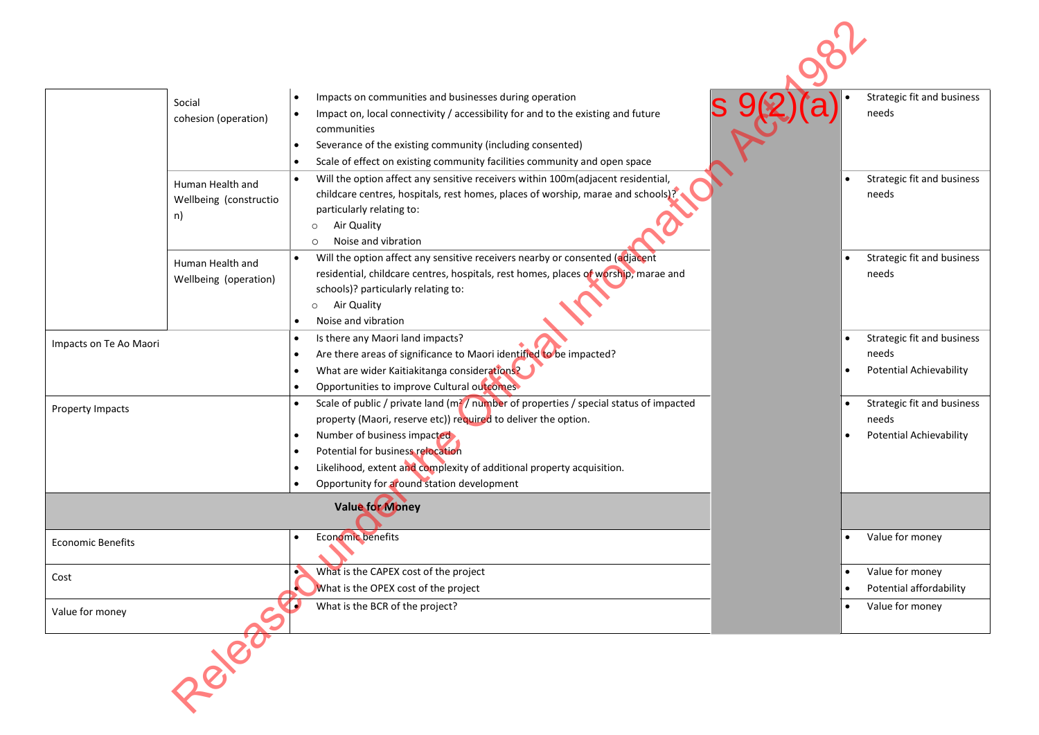| | | | | |
|---|---|---|---|---|
| | Social cohesion (operation) | • Impacts on communities and businesses during operation<br>• Impact on, local connectivity / accessibility for and to the existing and future communities<br>• Severance of the existing community (including consented)<br>• Scale of effect on existing community facilities community and open space | s 9(2)(a) | • Strategic fit and business needs |
| | Human Health and Wellbeing (construction) | • Will the option affect any sensitive receivers within 100m(adjacent residential, childcare centres, hospitals, rest homes, places of worship, marae and schools)? particularly relating to:<br>○ Air Quality<br>○ Noise and vibration | | • Strategic fit and business needs |
| | Human Health and Wellbeing (operation) | • Will the option affect any sensitive receivers nearby or consented (adjacent residential, childcare centres, hospitals, rest homes, places of worship, marae and schools)? particularly relating to:<br>○ Air Quality<br>• Noise and vibration | | • Strategic fit and business needs |
| Impacts on Te Ao Maori | | • Is there any Maori land impacts?<br>• Are there areas of significance to Maori identified to be impacted?<br>• What are wider Kaitiakitanga considerations?<br>• Opportunities to improve Cultural outcomes | | • Strategic fit and business needs<br>• Potential Achievability |
| Property Impacts | | • Scale of public / private land ($m^2$ / number of properties / special status of impacted property (Maori, reserve etc)) required to deliver the option.<br>• Number of business impacted<br>• Potential for business relocation<br>• Likelihood, extent and complexity of additional property acquisition.<br>• Opportunity for around station development | | • Strategic fit and business needs<br>• Potential Achievability |
| **Value for Money** | | | | |
| Economic Benefits | | • Economic benefits | | • Value for money |
| Cost | | • What is the CAPEX cost of the project<br>• What is the OPEX cost of the project | | • Value for money<br>• Potential affordability |
| Value for money | | • What is the BCR of the project? | | • Value for money |

Released under the Official Information Act 1982